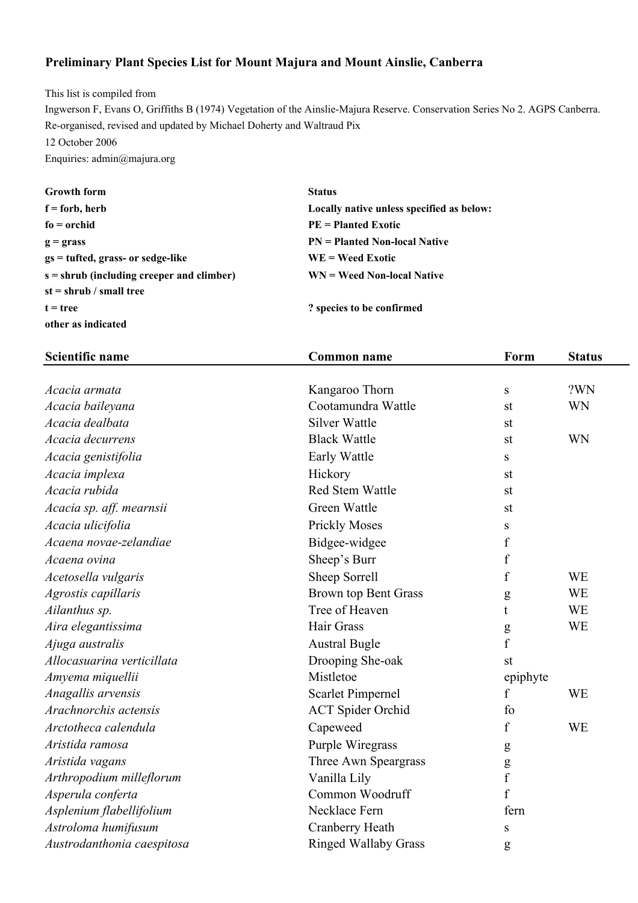# Preliminary Plant Species List for Mount Majura and Mount Ainslie, Canberra

This list is compiled from

Ingwerson F, Evans O, Griffiths B (1974) Vegetation of the Ainslie-Majura Reserve. Conservation Series No 2. AGPS Canberra.

Re-organised, revised and updated by Michael Doherty and Waltraud Pix

12 October 2006

Enquiries: admin@majura.org

**Growth form**

**f = forb, herb**

**fo = orchid**

**g = grass**

**gs = tufted, grass- or sedge-like**

**s = shrub (including creeper and climber)**

**st = shrub / small tree**

**t = tree**

**other as indicated**

**Status**

**Locally native unless specified as below:**

**PE = Planted Exotic**

**PN = Planted Non-local Native**

**WE = Weed Exotic**

**WN = Weed Non-local Native**

**? species to be confirmed**

| Scientific name | Common name | Form | Status |
|---|---|---|---|
| *Acacia armata* | Kangaroo Thorn | s | ?WN |
| *Acacia baileyana* | Cootamundra Wattle | st | WN |
| *Acacia dealbata* | Silver Wattle | st | |
| *Acacia decurrens* | Black Wattle | st | WN |
| *Acacia genistifolia* | Early Wattle | s | |
| *Acacia implexa* | Hickory | st | |
| *Acacia rubida* | Red Stem Wattle | st | |
| *Acacia sp. aff. mearnsii* | Green Wattle | st | |
| *Acacia ulicifolia* | Prickly Moses | s | |
| *Acaena novae-zelandiae* | Bidgee-widgee | f | |
| *Acaena ovina* | Sheep's Burr | f | |
| *Acetosella vulgaris* | Sheep Sorrell | f | WE |
| *Agrostis capillaris* | Brown top Bent Grass | g | WE |
| *Ailanthus sp.* | Tree of Heaven | t | WE |
| *Aira elegantissima* | Hair Grass | g | WE |
| *Ajuga australis* | Austral Bugle | f | |
| *Allocasuarina verticillata* | Drooping She-oak | st | |
| *Amyema miquellii* | Mistletoe | epiphyte | |
| *Anagallis arvensis* | Scarlet Pimpernel | f | WE |
| *Arachnorchis actensis* | ACT Spider Orchid | fo | |
| *Arctotheca calendula* | Capeweed | f | WE |
| *Aristida ramosa* | Purple Wiregrass | g | |
| *Aristida vagans* | Three Awn Speargrass | g | |
| *Arthropodium milleflorum* | Vanilla Lily | f | |
| *Asperula conferta* | Common Woodruff | f | |
| *Asplenium flabellifolium* | Necklace Fern | fern | |
| *Astroloma humifusum* | Cranberry Heath | s | |
| *Austrodanthonia caespitosa* | Ringed Wallaby Grass | g | |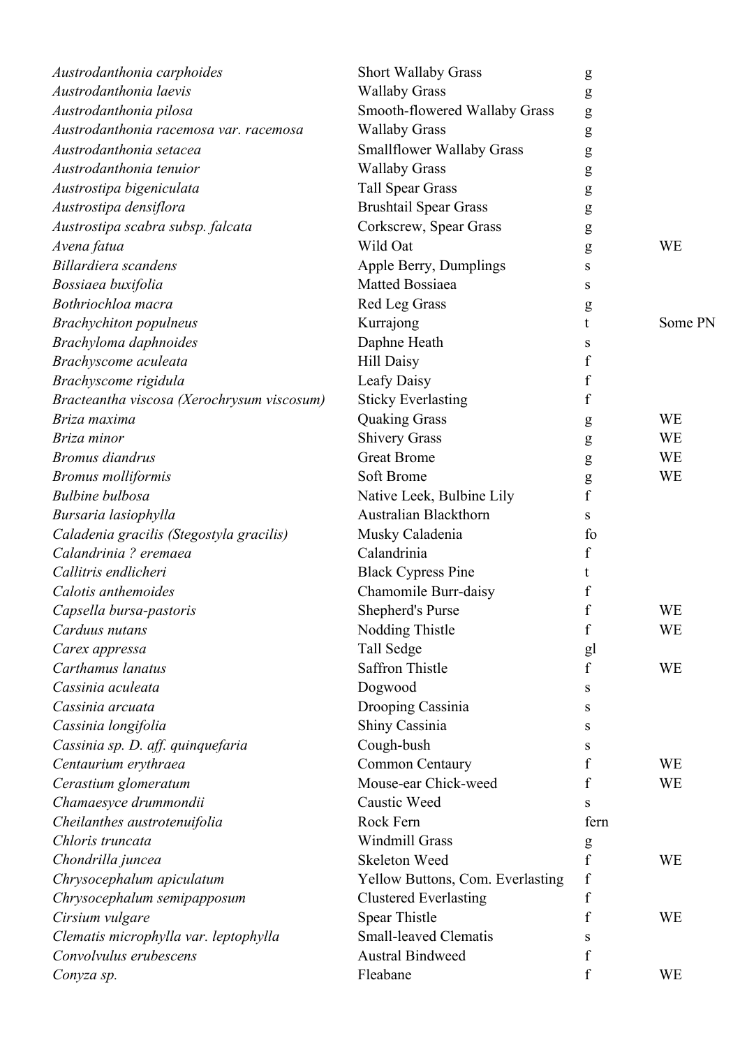| | | | |
|---|---|---|---|
| *Austrodanthonia carphoides* | Short Wallaby Grass | g | |
| *Austrodanthonia laevis* | Wallaby Grass | g | |
| *Austrodanthonia pilosa* | Smooth-flowered Wallaby Grass | g | |
| *Austrodanthonia racemosa var. racemosa* | Wallaby Grass | g | |
| *Austrodanthonia setacea* | Smallflower Wallaby Grass | g | |
| *Austrodanthonia tenuior* | Wallaby Grass | g | |
| *Austrostipa bigeniculata* | Tall Spear Grass | g | |
| *Austrostipa densiflora* | Brushtail Spear Grass | g | |
| *Austrostipa scabra subsp. falcata* | Corkscrew, Spear Grass | g | |
| *Avena fatua* | Wild Oat | g | WE |
| *Billardiera scandens* | Apple Berry, Dumplings | s | |
| *Bossiaea buxifolia* | Matted Bossiaea | s | |
| *Bothriochloa macra* | Red Leg Grass | g | |
| *Brachychiton populneus* | Kurrajong | t | Some PN |
| *Brachyloma daphnoides* | Daphne Heath | s | |
| *Brachyscome aculeata* | Hill Daisy | f | |
| *Brachyscome rigidula* | Leafy Daisy | f | |
| *Bracteantha viscosa (Xerochrysum viscosum)* | Sticky Everlasting | f | |
| *Briza maxima* | Quaking Grass | g | WE |
| *Briza minor* | Shivery Grass | g | WE |
| *Bromus diandrus* | Great Brome | g | WE |
| *Bromus molliformis* | Soft Brome | g | WE |
| *Bulbine bulbosa* | Native Leek, Bulbine Lily | f | |
| *Bursaria lasiophylla* | Australian Blackthorn | s | |
| *Caladenia gracilis (Stegostyla gracilis)* | Musky Caladenia | fo | |
| *Calandrinia ? eremaea* | Calandrinia | f | |
| *Callitris endlicheri* | Black Cypress Pine | t | |
| *Calotis anthemoides* | Chamomile Burr-daisy | f | |
| *Capsella bursa-pastoris* | Shepherd's Purse | f | WE |
| *Carduus nutans* | Nodding Thistle | f | WE |
| *Carex appressa* | Tall Sedge | gl | |
| *Carthamus lanatus* | Saffron Thistle | f | WE |
| *Cassinia aculeata* | Dogwood | s | |
| *Cassinia arcuata* | Drooping Cassinia | s | |
| *Cassinia longifolia* | Shiny Cassinia | s | |
| *Cassinia sp. D. aff. quinquefaria* | Cough-bush | s | |
| *Centaurium erythraea* | Common Centaury | f | WE |
| *Cerastium glomeratum* | Mouse-ear Chick-weed | f | WE |
| *Chamaesyce drummondii* | Caustic Weed | s | |
| *Cheilanthes austrotenuifolia* | Rock Fern | fern | |
| *Chloris truncata* | Windmill Grass | g | |
| *Chondrilla juncea* | Skeleton Weed | f | WE |
| *Chrysocephalum apiculatum* | Yellow Buttons, Com. Everlasting | f | |
| *Chrysocephalum semipapposum* | Clustered Everlasting | f | |
| *Cirsium vulgare* | Spear Thistle | f | WE |
| *Clematis microphylla var. leptophylla* | Small-leaved Clematis | s | |
| *Convolvulus erubescens* | Austral Bindweed | f | |
| *Conyza sp.* | Fleabane | f | WE |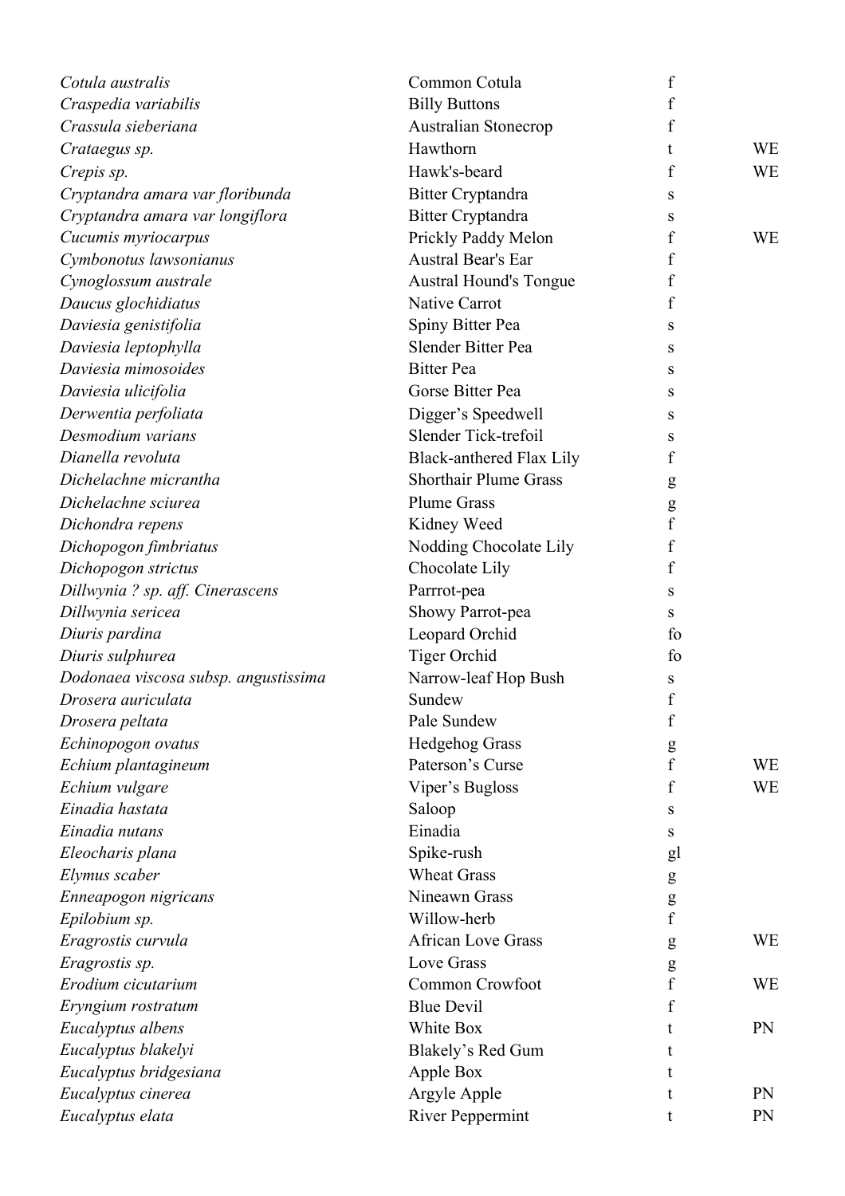| | | | |
|---|---|---|---|
| *Cotula australis* | Common Cotula | f | |
| *Craspedia variabilis* | Billy Buttons | f | |
| *Crassula sieberiana* | Australian Stonecrop | f | |
| *Crataegus sp.* | Hawthorn | t | WE |
| *Crepis sp.* | Hawk's-beard | f | WE |
| *Cryptandra amara var floribunda* | Bitter Cryptandra | s | |
| *Cryptandra amara var longiflora* | Bitter Cryptandra | s | |
| *Cucumis myriocarpus* | Prickly Paddy Melon | f | WE |
| *Cymbonotus lawsonianus* | Austral Bear's Ear | f | |
| *Cynoglossum australe* | Austral Hound's Tongue | f | |
| *Daucus glochidiatus* | Native Carrot | f | |
| *Daviesia genistifolia* | Spiny Bitter Pea | s | |
| *Daviesia leptophylla* | Slender Bitter Pea | s | |
| *Daviesia mimosoides* | Bitter Pea | s | |
| *Daviesia ulicifolia* | Gorse Bitter Pea | s | |
| *Derwentia perfoliata* | Digger’s Speedwell | s | |
| *Desmodium varians* | Slender Tick-trefoil | s | |
| *Dianella revoluta* | Black-anthered Flax Lily | f | |
| *Dichelachne micrantha* | Shorthair Plume Grass | g | |
| *Dichelachne sciurea* | Plume Grass | g | |
| *Dichondra repens* | Kidney Weed | f | |
| *Dichopogon fimbriatus* | Nodding Chocolate Lily | f | |
| *Dichopogon strictus* | Chocolate Lily | f | |
| *Dillwynia ? sp. aff. Cinerascens* | Parrrot-pea | s | |
| *Dillwynia sericea* | Showy Parrot-pea | s | |
| *Diuris pardina* | Leopard Orchid | fo | |
| *Diuris sulphurea* | Tiger Orchid | fo | |
| *Dodonaea viscosa subsp. angustissima* | Narrow-leaf Hop Bush | s | |
| *Drosera auriculata* | Sundew | f | |
| *Drosera peltata* | Pale Sundew | f | |
| *Echinopogon ovatus* | Hedgehog Grass | g | |
| *Echium plantagineum* | Paterson’s Curse | f | WE |
| *Echium vulgare* | Viper’s Bugloss | f | WE |
| *Einadia hastata* | Saloop | s | |
| *Einadia nutans* | Einadia | s | |
| *Eleocharis plana* | Spike-rush | gl | |
| *Elymus scaber* | Wheat Grass | g | |
| *Enneapogon nigricans* | Nineawn Grass | g | |
| *Epilobium sp.* | Willow-herb | f | |
| *Eragrostis curvula* | African Love Grass | g | WE |
| *Eragrostis sp.* | Love Grass | g | |
| *Erodium cicutarium* | Common Crowfoot | f | WE |
| *Eryngium rostratum* | Blue Devil | f | |
| *Eucalyptus albens* | White Box | t | PN |
| *Eucalyptus blakelyi* | Blakely’s Red Gum | t | |
| *Eucalyptus bridgesiana* | Apple Box | t | |
| *Eucalyptus cinerea* | Argyle Apple | t | PN |
| *Eucalyptus elata* | River Peppermint | t | PN |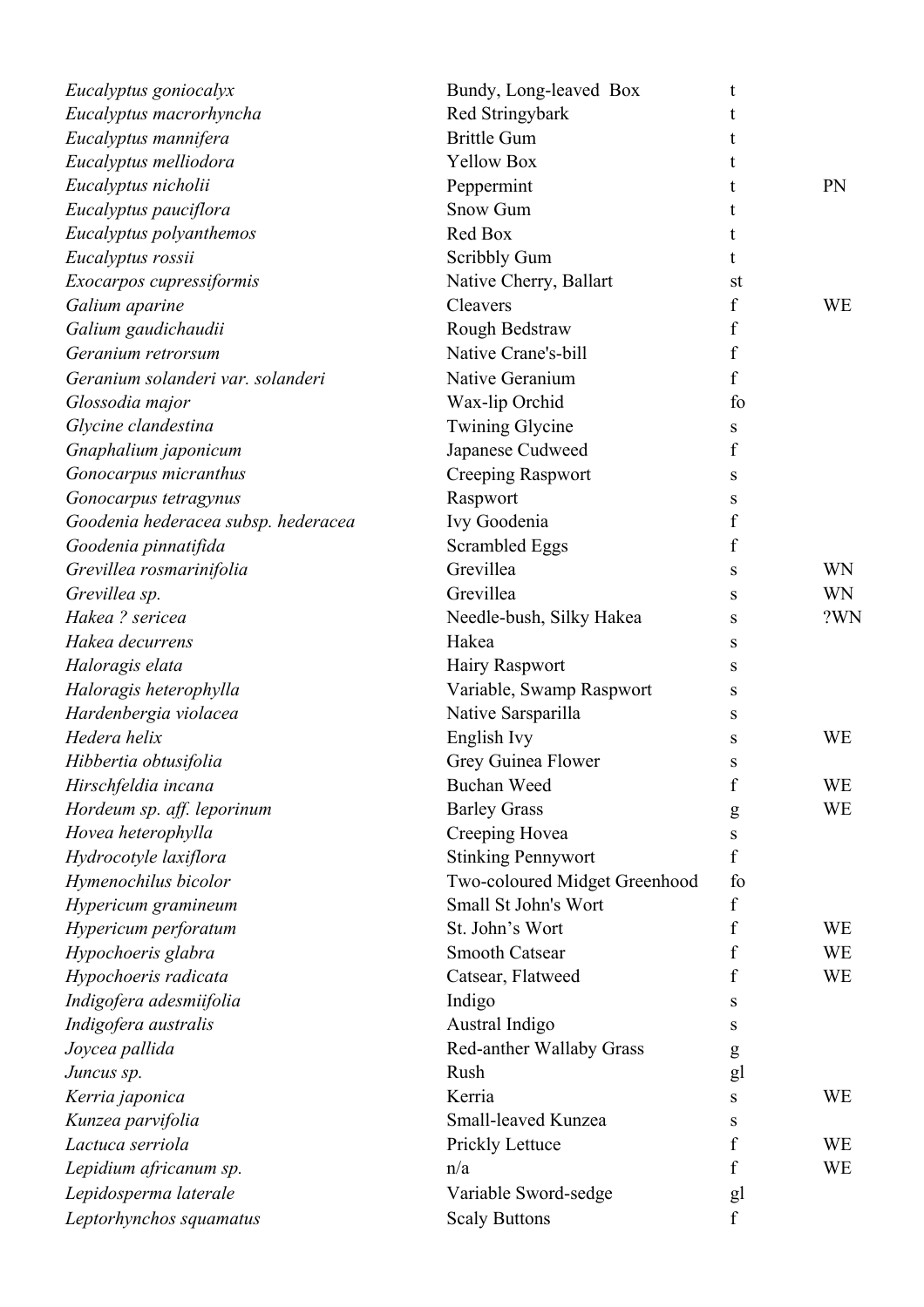| | | | |
|---|---|---|---|
| *Eucalyptus goniocalyx* | Bundy, Long-leaved  Box | t | |
| *Eucalyptus macrorhyncha* | Red Stringybark | t | |
| *Eucalyptus mannifera* | Brittle Gum | t | |
| *Eucalyptus melliodora* | Yellow Box | t | |
| *Eucalyptus nicholii* | Peppermint | t | PN |
| *Eucalyptus pauciflora* | Snow Gum | t | |
| *Eucalyptus polyanthemos* | Red Box | t | |
| *Eucalyptus rossii* | Scribbly Gum | t | |
| *Exocarpos cupressiformis* | Native Cherry, Ballart | st | |
| *Galium aparine* | Cleavers | f | WE |
| *Galium gaudichaudii* | Rough Bedstraw | f | |
| *Geranium retrorsum* | Native Crane's-bill | f | |
| *Geranium solanderi var. solanderi* | Native Geranium | f | |
| *Glossodia major* | Wax-lip Orchid | fo | |
| *Glycine clandestina* | Twining Glycine | s | |
| *Gnaphalium japonicum* | Japanese Cudweed | f | |
| *Gonocarpus micranthus* | Creeping Raspwort | s | |
| *Gonocarpus tetragynus* | Raspwort | s | |
| *Goodenia hederacea subsp. hederacea* | Ivy Goodenia | f | |
| *Goodenia pinnatifida* | Scrambled Eggs | f | |
| *Grevillea rosmarinifolia* | Grevillea | s | WN |
| *Grevillea sp.* | Grevillea | s | WN |
| *Hakea ? sericea* | Needle-bush, Silky Hakea | s | ?WN |
| *Hakea decurrens* | Hakea | s | |
| *Haloragis elata* | Hairy Raspwort | s | |
| *Haloragis heterophylla* | Variable, Swamp Raspwort | s | |
| *Hardenbergia violacea* | Native Sarsparilla | s | |
| *Hedera helix* | English Ivy | s | WE |
| *Hibbertia obtusifolia* | Grey Guinea Flower | s | |
| *Hirschfeldia incana* | Buchan Weed | f | WE |
| *Hordeum sp. aff. leporinum* | Barley Grass | g | WE |
| *Hovea heterophylla* | Creeping Hovea | s | |
| *Hydrocotyle laxiflora* | Stinking Pennywort | f | |
| *Hymenochilus bicolor* | Two-coloured Midget Greenhood | fo | |
| *Hypericum gramineum* | Small St John's Wort | f | |
| *Hypericum perforatum* | St. John's Wort | f | WE |
| *Hypochoeris glabra* | Smooth Catsear | f | WE |
| *Hypochoeris radicata* | Catsear, Flatweed | f | WE |
| *Indigofera adesmiifolia* | Indigo | s | |
| *Indigofera australis* | Austral Indigo | s | |
| *Joycea pallida* | Red-anther Wallaby Grass | g | |
| *Juncus sp.* | Rush | gl | |
| *Kerria japonica* | Kerria | s | WE |
| *Kunzea parvifolia* | Small-leaved Kunzea | s | |
| *Lactuca serriola* | Prickly Lettuce | f | WE |
| *Lepidium africanum sp.* | n/a | f | WE |
| *Lepidosperma laterale* | Variable Sword-sedge | gl | |
| *Leptorhynchos squamatus* | Scaly Buttons | f | |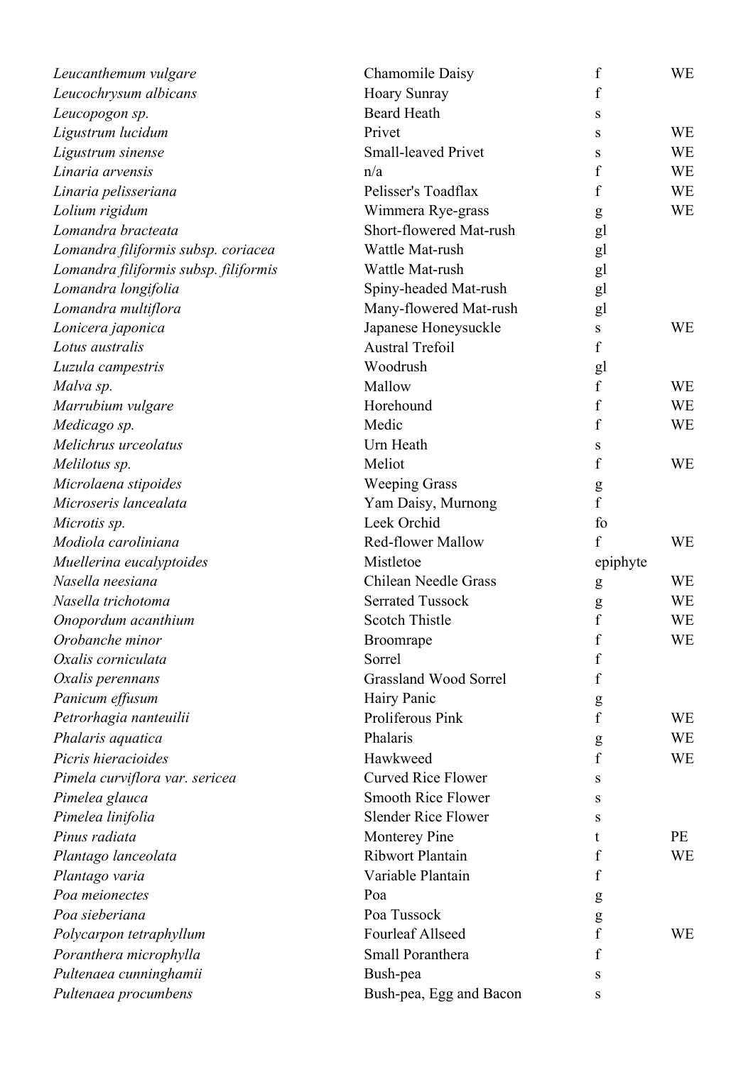| | | | |
|---|---|---|---|
| *Leucanthemum vulgare* | Chamomile Daisy | f | WE |
| *Leucochrysum albicans* | Hoary Sunray | f | |
| *Leucopogon sp.* | Beard Heath | s | |
| *Ligustrum lucidum* | Privet | s | WE |
| *Ligustrum sinense* | Small-leaved Privet | s | WE |
| *Linaria arvensis* | n/a | f | WE |
| *Linaria pelisseriana* | Pelisser's Toadflax | f | WE |
| *Lolium rigidum* | Wimmera Rye-grass | g | WE |
| *Lomandra bracteata* | Short-flowered Mat-rush | gl | |
| *Lomandra filiformis subsp. coriacea* | Wattle Mat-rush | gl | |
| *Lomandra filiformis subsp. filiformis* | Wattle Mat-rush | gl | |
| *Lomandra longifolia* | Spiny-headed Mat-rush | gl | |
| *Lomandra multiflora* | Many-flowered Mat-rush | gl | |
| *Lonicera japonica* | Japanese Honeysuckle | s | WE |
| *Lotus australis* | Austral Trefoil | f | |
| *Luzula campestris* | Woodrush | gl | |
| *Malva sp.* | Mallow | f | WE |
| *Marrubium vulgare* | Horehound | f | WE |
| *Medicago sp.* | Medic | f | WE |
| *Melichrus urceolatus* | Urn Heath | s | |
| *Melilotus sp.* | Meliot | f | WE |
| *Microlaena stipoides* | Weeping Grass | g | |
| *Microseris lancealata* | Yam Daisy, Murnong | f | |
| *Microtis sp.* | Leek Orchid | fo | |
| *Modiola caroliniana* | Red-flower Mallow | f | WE |
| *Muellerina eucalyptoides* | Mistletoe | epiphyte | |
| *Nasella neesiana* | Chilean Needle Grass | g | WE |
| *Nasella trichotoma* | Serrated Tussock | g | WE |
| *Onopordum acanthium* | Scotch Thistle | f | WE |
| *Orobanche minor* | Broomrape | f | WE |
| *Oxalis corniculata* | Sorrel | f | |
| *Oxalis perennans* | Grassland Wood Sorrel | f | |
| *Panicum effusum* | Hairy Panic | g | |
| *Petrorhagia nanteuilii* | Proliferous Pink | f | WE |
| *Phalaris aquatica* | Phalaris | g | WE |
| *Picris hieracioides* | Hawkweed | f | WE |
| *Pimela curviflora var. sericea* | Curved Rice Flower | s | |
| *Pimelea glauca* | Smooth Rice Flower | s | |
| *Pimelea linifolia* | Slender Rice Flower | s | |
| *Pinus radiata* | Monterey Pine | t | PE |
| *Plantago lanceolata* | Ribwort Plantain | f | WE |
| *Plantago varia* | Variable Plantain | f | |
| *Poa meionectes* | Poa | g | |
| *Poa sieberiana* | Poa Tussock | g | |
| *Polycarpon tetraphyllum* | Fourleaf Allseed | f | WE |
| *Poranthera microphylla* | Small Poranthera | f | |
| *Pultenaea cunninghamii* | Bush-pea | s | |
| *Pultenaea procumbens* | Bush-pea, Egg and Bacon | s | |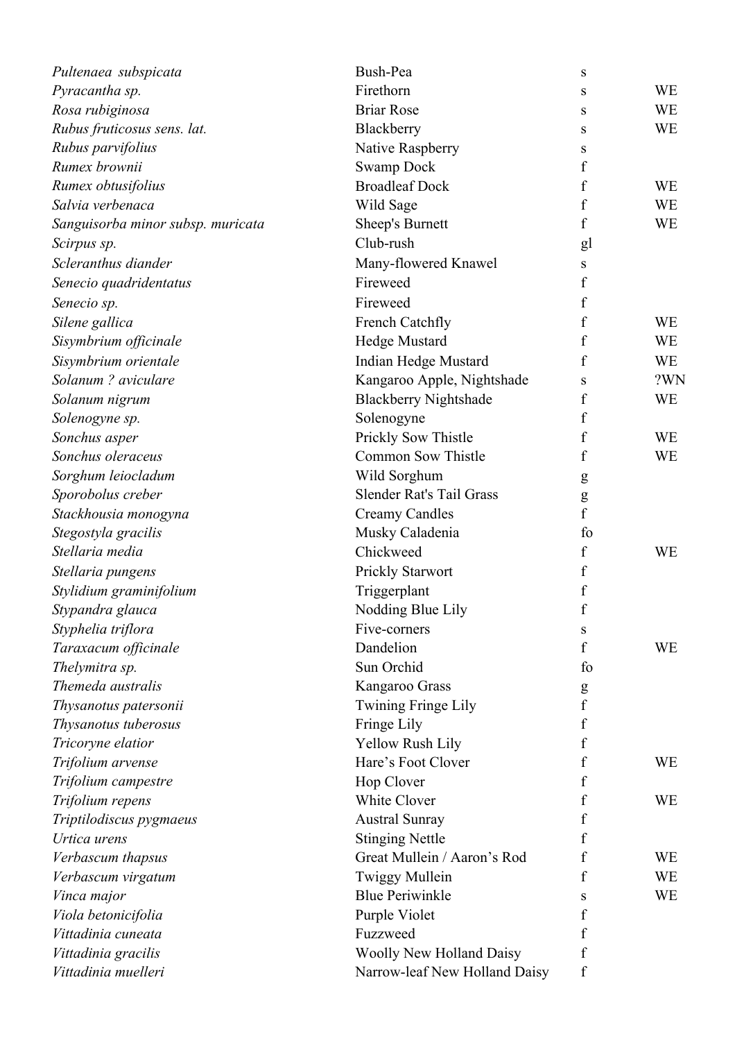| | | | |
|---|---|---|---|
| *Pultenaea subspicata* | Bush-Pea | s | |
| *Pyracantha sp.* | Firethorn | s | WE |
| *Rosa rubiginosa* | Briar Rose | s | WE |
| *Rubus fruticosus sens. lat.* | Blackberry | s | WE |
| *Rubus parvifolius* | Native Raspberry | s | |
| *Rumex brownii* | Swamp Dock | f | |
| *Rumex obtusifolius* | Broadleaf Dock | f | WE |
| *Salvia verbenaca* | Wild Sage | f | WE |
| *Sanguisorba minor subsp. muricata* | Sheep's Burnett | f | WE |
| *Scirpus sp.* | Club-rush | gl | |
| *Scleranthus diander* | Many-flowered Knawel | s | |
| *Senecio quadridentatus* | Fireweed | f | |
| *Senecio sp.* | Fireweed | f | |
| *Silene gallica* | French Catchfly | f | WE |
| *Sisymbrium officinale* | Hedge Mustard | f | WE |
| *Sisymbrium orientale* | Indian Hedge Mustard | f | WE |
| *Solanum ? aviculare* | Kangaroo Apple, Nightshade | s | ?WN |
| *Solanum nigrum* | Blackberry Nightshade | f | WE |
| *Solenogyne sp.* | Solenogyne | f | |
| *Sonchus asper* | Prickly Sow Thistle | f | WE |
| *Sonchus oleraceus* | Common Sow Thistle | f | WE |
| *Sorghum leiocladum* | Wild Sorghum | g | |
| *Sporobolus creber* | Slender Rat's Tail Grass | g | |
| *Stackhousia monogyna* | Creamy Candles | f | |
| *Stegostyla gracilis* | Musky Caladenia | fo | |
| *Stellaria media* | Chickweed | f | WE |
| *Stellaria pungens* | Prickly Starwort | f | |
| *Stylidium graminifolium* | Triggerplant | f | |
| *Stypandra glauca* | Nodding Blue Lily | f | |
| *Styphelia triflora* | Five-corners | s | |
| *Taraxacum officinale* | Dandelion | f | WE |
| *Thelymitra sp.* | Sun Orchid | fo | |
| *Themeda australis* | Kangaroo Grass | g | |
| *Thysanotus patersonii* | Twining Fringe Lily | f | |
| *Thysanotus tuberosus* | Fringe Lily | f | |
| *Tricoryne elatior* | Yellow Rush Lily | f | |
| *Trifolium arvense* | Hare's Foot Clover | f | WE |
| *Trifolium campestre* | Hop Clover | f | |
| *Trifolium repens* | White Clover | f | WE |
| *Triptilodiscus pygmaeus* | Austral Sunray | f | |
| *Urtica urens* | Stinging Nettle | f | |
| *Verbascum thapsus* | Great Mullein / Aaron's Rod | f | WE |
| *Verbascum virgatum* | Twiggy Mullein | f | WE |
| *Vinca major* | Blue Periwinkle | s | WE |
| *Viola betonicifolia* | Purple Violet | f | |
| *Vittadinia cuneata* | Fuzzweed | f | |
| *Vittadinia gracilis* | Woolly New Holland Daisy | f | |
| *Vittadinia muelleri* | Narrow-leaf New Holland Daisy | f | |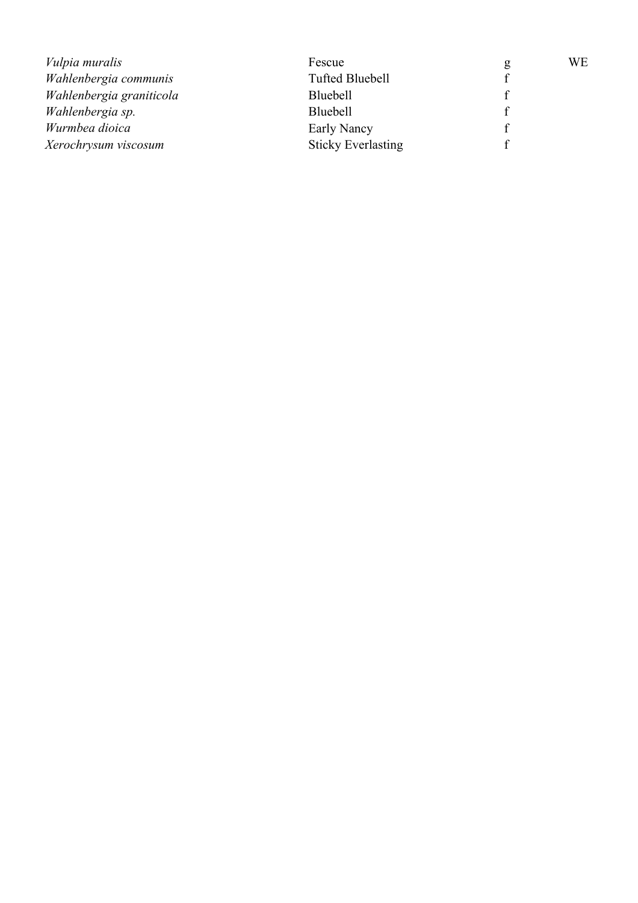| | | | |
|---|---|---|---|
| *Vulpia muralis* | Fescue | g | WE |
| *Wahlenbergia communis* | Tufted Bluebell | f | |
| *Wahlenbergia graniticola* | Bluebell | f | |
| *Wahlenbergia sp.* | Bluebell | f | |
| *Wurmbea dioica* | Early Nancy | f | |
| *Xerochrysum viscosum* | Sticky Everlasting | f | |